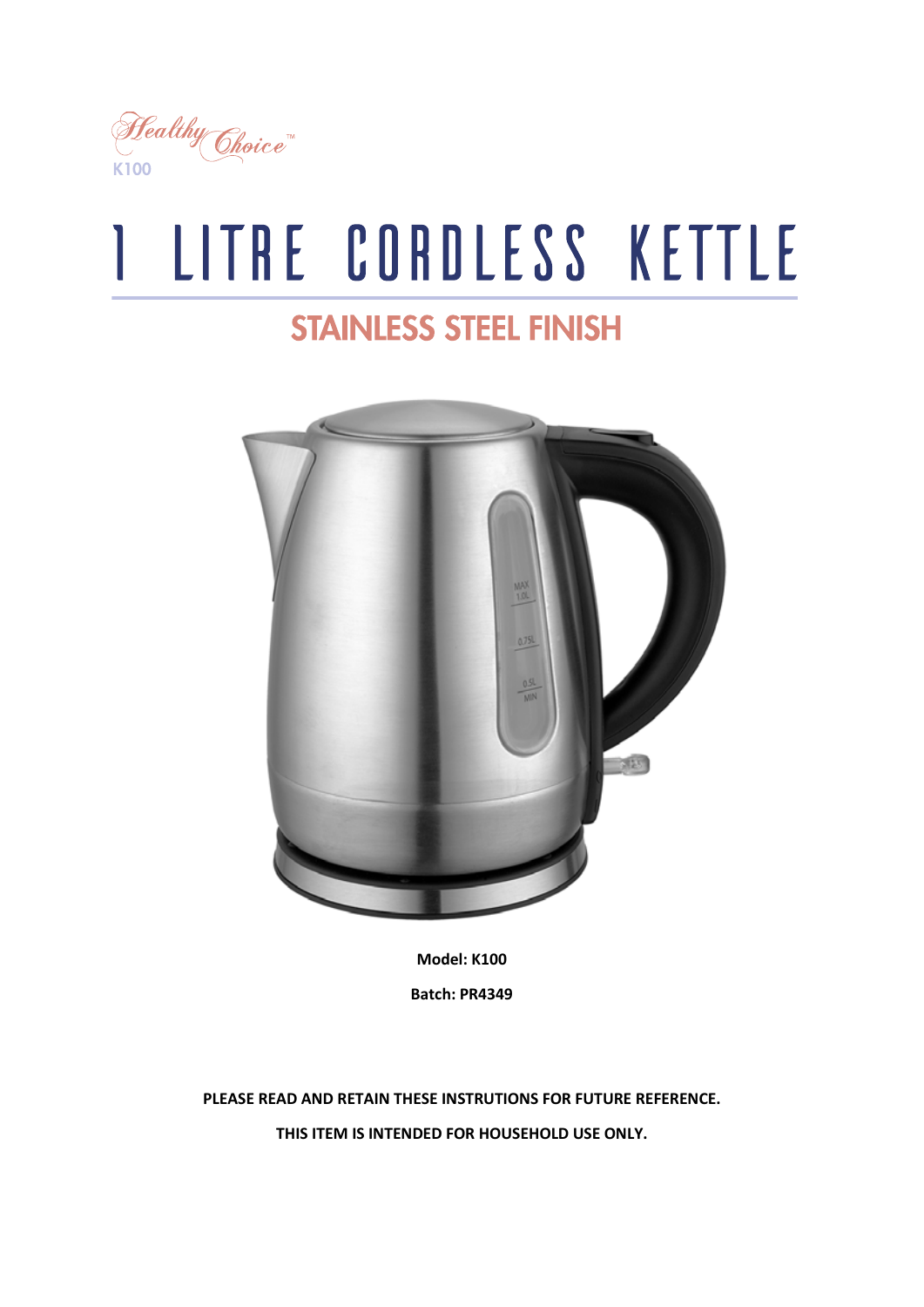Healthy Choice™

K100

# 1 LITRE CORDLESS KETTLE

## STAINLESS STEEL FINISH

**Model: K100**

**Batch: PR4349**

**PLEASE READ AND RETAIN THESE INSTRUTIONS FOR FUTURE REFERENCE.**

**THIS ITEM IS INTENDED FOR HOUSEHOLD USE ONLY.**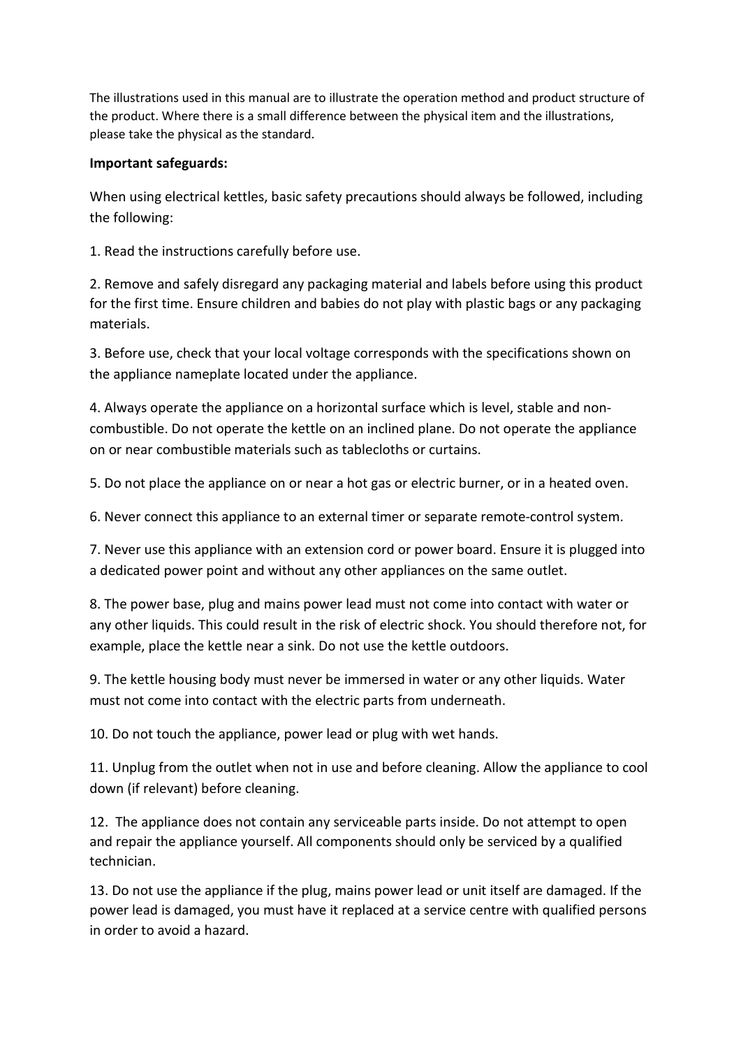The illustrations used in this manual are to illustrate the operation method and product structure of the product. Where there is a small difference between the physical item and the illustrations, please take the physical as the standard.

**Important safeguards:**

When using electrical kettles, basic safety precautions should always be followed, including the following:

1. Read the instructions carefully before use.

2. Remove and safely disregard any packaging material and labels before using this product for the first time. Ensure children and babies do not play with plastic bags or any packaging materials.

3. Before use, check that your local voltage corresponds with the specifications shown on the appliance nameplate located under the appliance.

4. Always operate the appliance on a horizontal surface which is level, stable and non-combustible. Do not operate the kettle on an inclined plane. Do not operate the appliance on or near combustible materials such as tablecloths or curtains.

5. Do not place the appliance on or near a hot gas or electric burner, or in a heated oven.

6. Never connect this appliance to an external timer or separate remote-control system.

7. Never use this appliance with an extension cord or power board. Ensure it is plugged into a dedicated power point and without any other appliances on the same outlet.

8. The power base, plug and mains power lead must not come into contact with water or any other liquids. This could result in the risk of electric shock. You should therefore not, for example, place the kettle near a sink. Do not use the kettle outdoors.

9. The kettle housing body must never be immersed in water or any other liquids. Water must not come into contact with the electric parts from underneath.

10. Do not touch the appliance, power lead or plug with wet hands.

11. Unplug from the outlet when not in use and before cleaning. Allow the appliance to cool down (if relevant) before cleaning.

12. The appliance does not contain any serviceable parts inside. Do not attempt to open and repair the appliance yourself. All components should only be serviced by a qualified technician.

13. Do not use the appliance if the plug, mains power lead or unit itself are damaged. If the power lead is damaged, you must have it replaced at a service centre with qualified persons in order to avoid a hazard.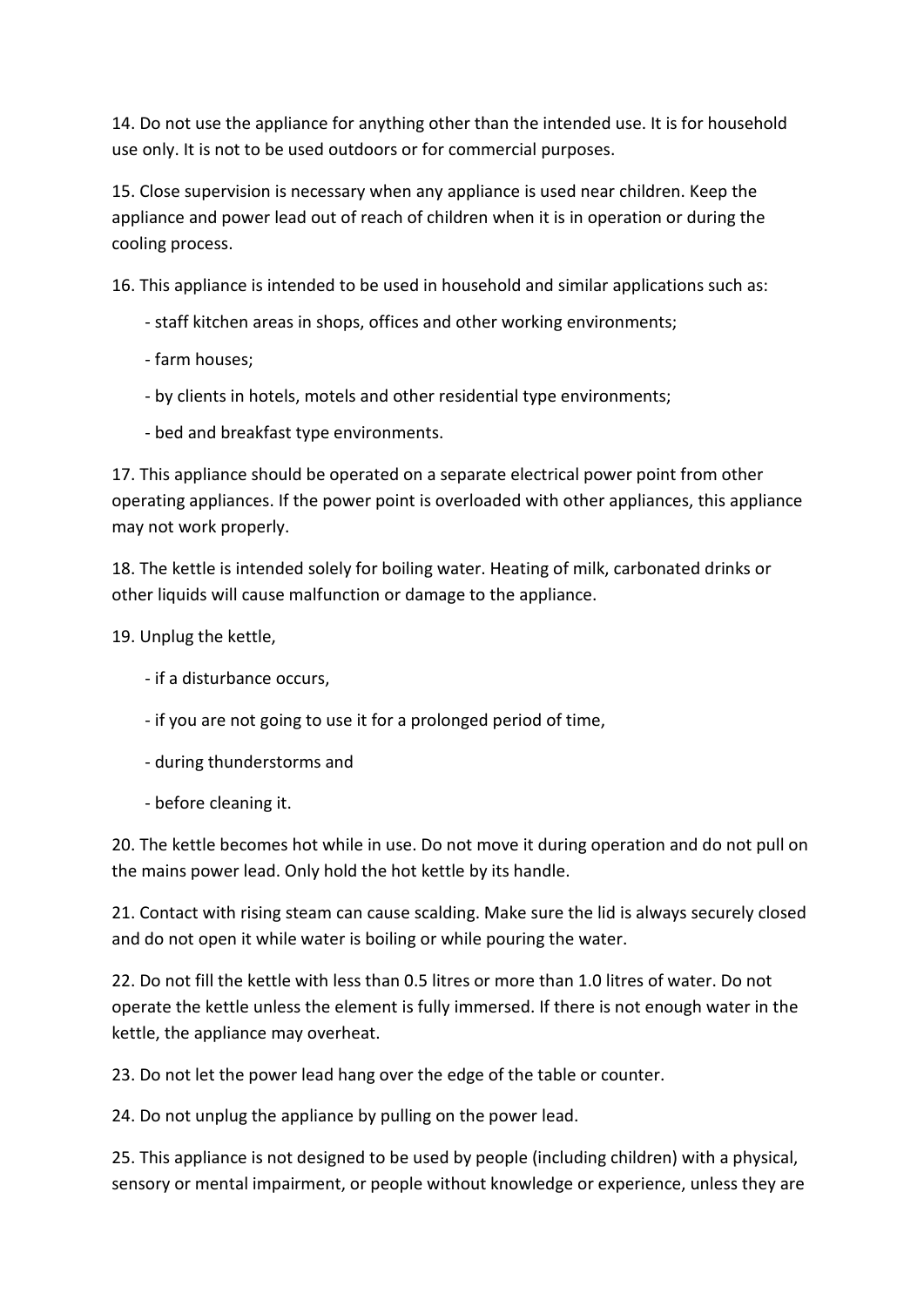14. Do not use the appliance for anything other than the intended use. It is for household use only. It is not to be used outdoors or for commercial purposes.

15. Close supervision is necessary when any appliance is used near children. Keep the appliance and power lead out of reach of children when it is in operation or during the cooling process.

16. This appliance is intended to be used in household and similar applications such as:

- staff kitchen areas in shops, offices and other working environments;
- farm houses;
- by clients in hotels, motels and other residential type environments;
- bed and breakfast type environments.

17. This appliance should be operated on a separate electrical power point from other operating appliances. If the power point is overloaded with other appliances, this appliance may not work properly.

18. The kettle is intended solely for boiling water. Heating of milk, carbonated drinks or other liquids will cause malfunction or damage to the appliance.

19. Unplug the kettle,

- if a disturbance occurs,
- if you are not going to use it for a prolonged period of time,
- during thunderstorms and
- before cleaning it.

20. The kettle becomes hot while in use. Do not move it during operation and do not pull on the mains power lead. Only hold the hot kettle by its handle.

21. Contact with rising steam can cause scalding. Make sure the lid is always securely closed and do not open it while water is boiling or while pouring the water.

22. Do not fill the kettle with less than 0.5 litres or more than 1.0 litres of water. Do not operate the kettle unless the element is fully immersed. If there is not enough water in the kettle, the appliance may overheat.

23. Do not let the power lead hang over the edge of the table or counter.

24. Do not unplug the appliance by pulling on the power lead.

25. This appliance is not designed to be used by people (including children) with a physical, sensory or mental impairment, or people without knowledge or experience, unless they are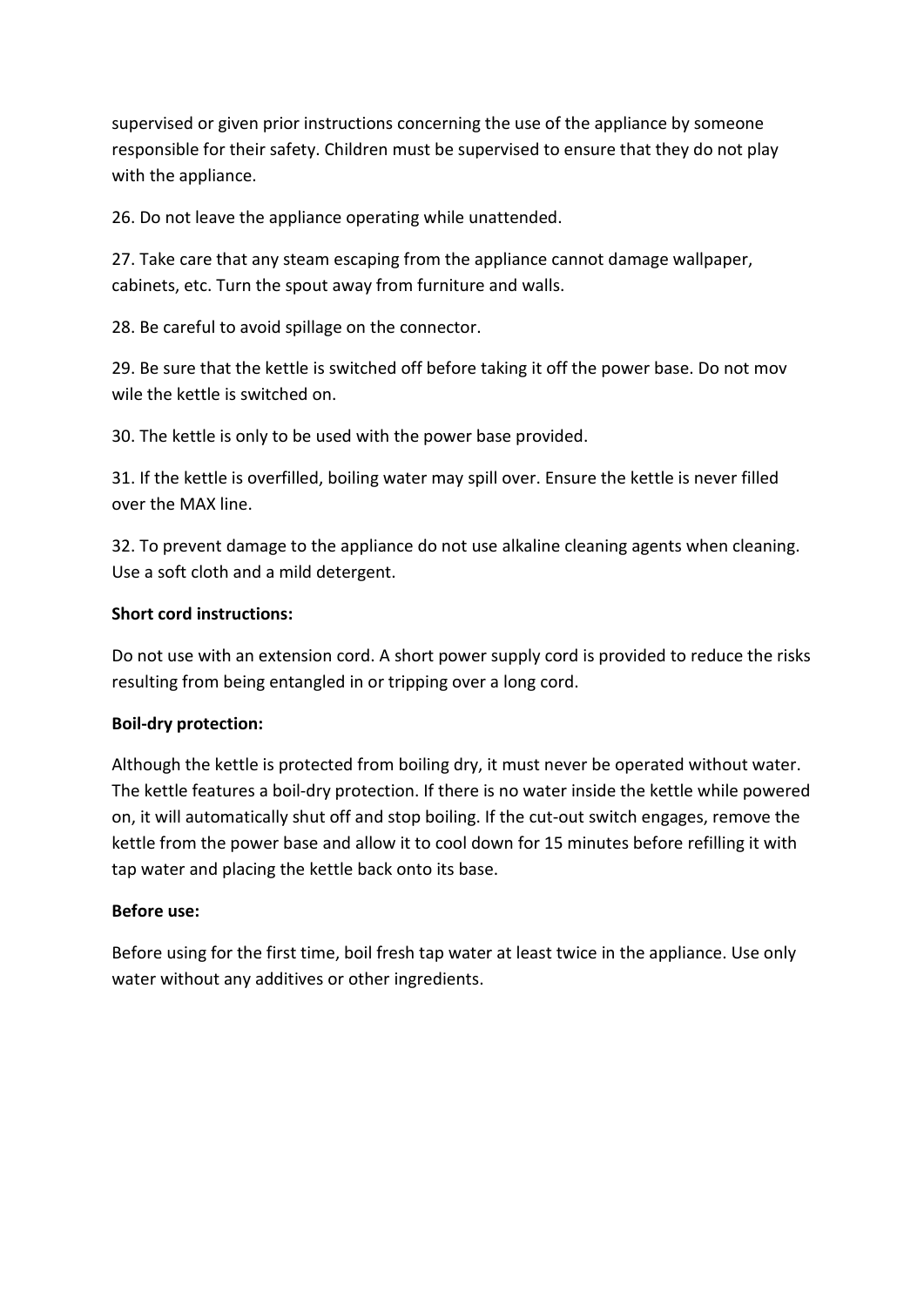supervised or given prior instructions concerning the use of the appliance by someone responsible for their safety. Children must be supervised to ensure that they do not play with the appliance.

26. Do not leave the appliance operating while unattended.

27. Take care that any steam escaping from the appliance cannot damage wallpaper, cabinets, etc. Turn the spout away from furniture and walls.

28. Be careful to avoid spillage on the connector.

29. Be sure that the kettle is switched off before taking it off the power base. Do not mov wile the kettle is switched on.

30. The kettle is only to be used with the power base provided.

31. If the kettle is overfilled, boiling water may spill over. Ensure the kettle is never filled over the MAX line.

32. To prevent damage to the appliance do not use alkaline cleaning agents when cleaning. Use a soft cloth and a mild detergent.

**Short cord instructions:**

Do not use with an extension cord. A short power supply cord is provided to reduce the risks resulting from being entangled in or tripping over a long cord.

**Boil-dry protection:**

Although the kettle is protected from boiling dry, it must never be operated without water. The kettle features a boil-dry protection. If there is no water inside the kettle while powered on, it will automatically shut off and stop boiling. If the cut-out switch engages, remove the kettle from the power base and allow it to cool down for 15 minutes before refilling it with tap water and placing the kettle back onto its base.

**Before use:**

Before using for the first time, boil fresh tap water at least twice in the appliance. Use only water without any additives or other ingredients.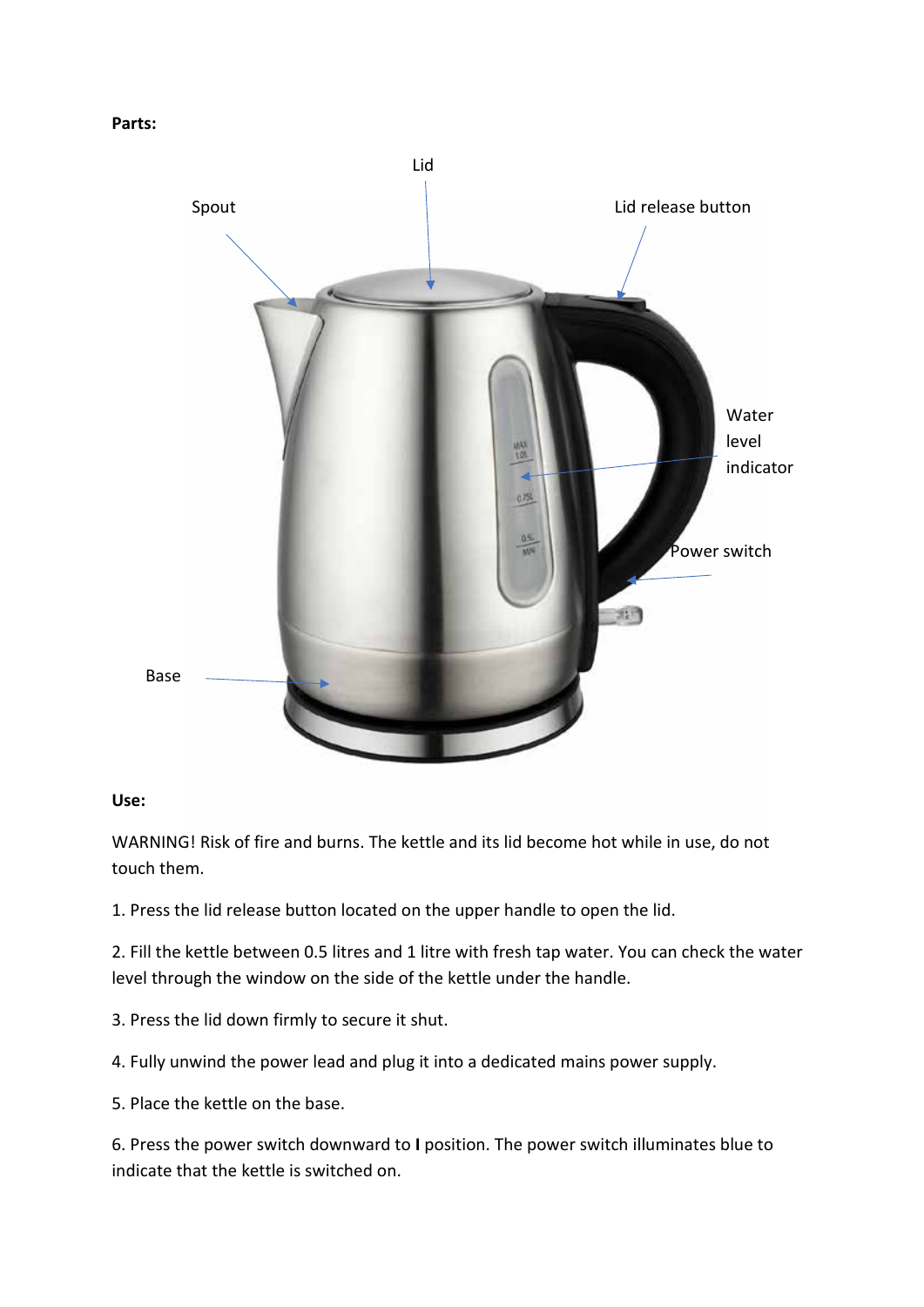**Parts:**

Lid

Spout

Lid release button

Water level indicator

Power switch

Base

**Use:**

WARNING! Risk of fire and burns. The kettle and its lid become hot while in use, do not touch them.

1. Press the lid release button located on the upper handle to open the lid.

2. Fill the kettle between 0.5 litres and 1 litre with fresh tap water. You can check the water level through the window on the side of the kettle under the handle.

3. Press the lid down firmly to secure it shut.

4. Fully unwind the power lead and plug it into a dedicated mains power supply.

5. Place the kettle on the base.

6. Press the power switch downward to **I** position. The power switch illuminates blue to indicate that the kettle is switched on.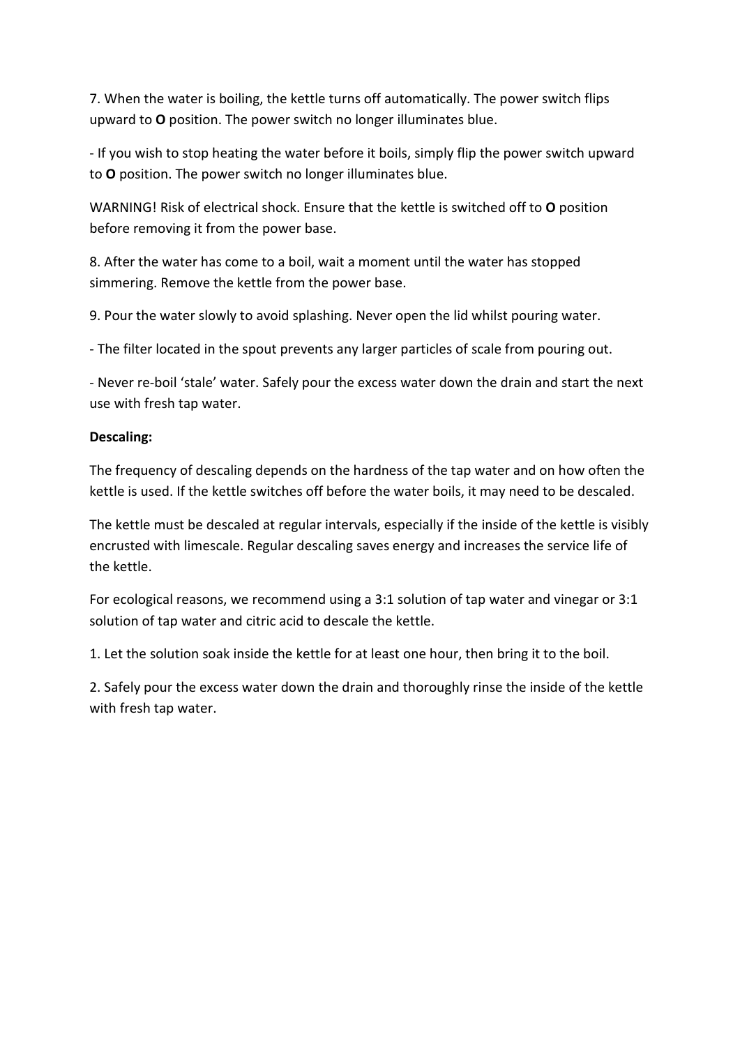7. When the water is boiling, the kettle turns off automatically. The power switch flips upward to **O** position. The power switch no longer illuminates blue.

- If you wish to stop heating the water before it boils, simply flip the power switch upward to **O** position. The power switch no longer illuminates blue.

WARNING! Risk of electrical shock. Ensure that the kettle is switched off to **O** position before removing it from the power base.

8. After the water has come to a boil, wait a moment until the water has stopped simmering. Remove the kettle from the power base.

9. Pour the water slowly to avoid splashing. Never open the lid whilst pouring water.

- The filter located in the spout prevents any larger particles of scale from pouring out.

- Never re-boil 'stale' water. Safely pour the excess water down the drain and start the next use with fresh tap water.

**Descaling:**

The frequency of descaling depends on the hardness of the tap water and on how often the kettle is used. If the kettle switches off before the water boils, it may need to be descaled.

The kettle must be descaled at regular intervals, especially if the inside of the kettle is visibly encrusted with limescale. Regular descaling saves energy and increases the service life of the kettle.

For ecological reasons, we recommend using a 3:1 solution of tap water and vinegar or 3:1 solution of tap water and citric acid to descale the kettle.

1. Let the solution soak inside the kettle for at least one hour, then bring it to the boil.

2. Safely pour the excess water down the drain and thoroughly rinse the inside of the kettle with fresh tap water.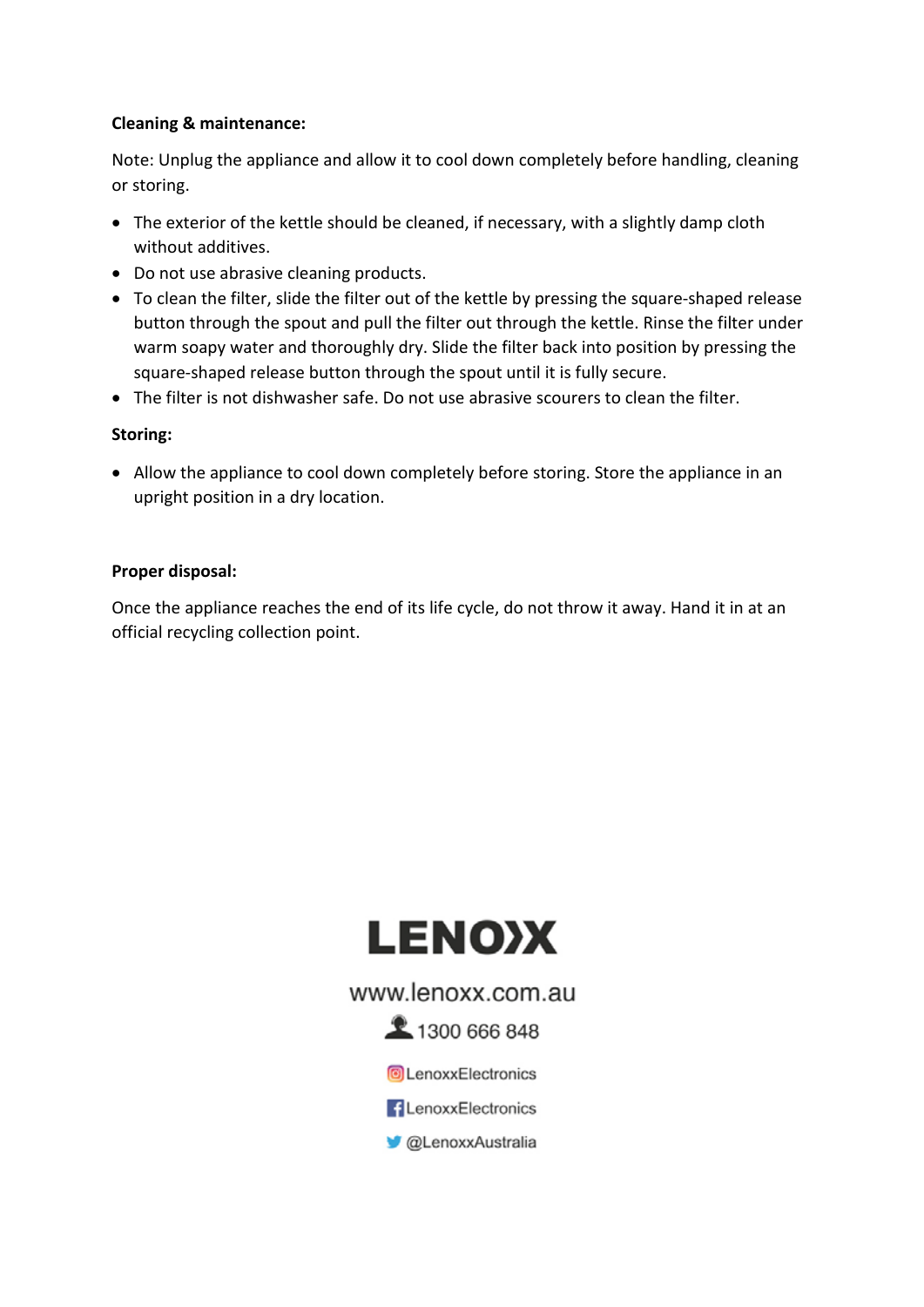**Cleaning & maintenance:**

Note: Unplug the appliance and allow it to cool down completely before handling, cleaning or storing.

- The exterior of the kettle should be cleaned, if necessary, with a slightly damp cloth without additives.
- Do not use abrasive cleaning products.
- To clean the filter, slide the filter out of the kettle by pressing the square-shaped release button through the spout and pull the filter out through the kettle. Rinse the filter under warm soapy water and thoroughly dry. Slide the filter back into position by pressing the square-shaped release button through the spout until it is fully secure.
- The filter is not dishwasher safe. Do not use abrasive scourers to clean the filter.

**Storing:**

- Allow the appliance to cool down completely before storing. Store the appliance in an upright position in a dry location.

**Proper disposal:**

Once the appliance reaches the end of its life cycle, do not throw it away. Hand it in at an official recycling collection point.

LENOXX

www.lenoxx.com.au

1300 666 848

LenoxxElectronics

LenoxxElectronics

@LenoxxAustralia